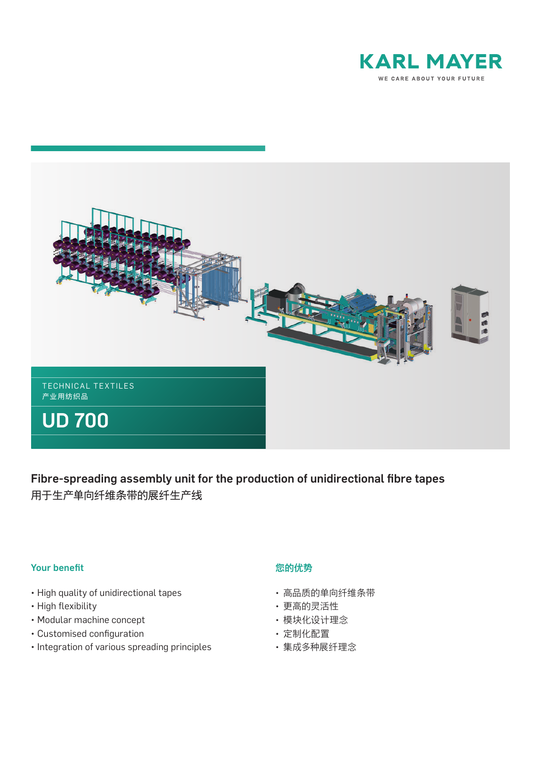KARL MAYER

WE CARE ABOUT YOUR FUTURE

TECHNICAL TEXTILES
产业用纺织品

# UD 700

## Fibre-spreading assembly unit for the production of unidirectional fibre tapes
用于生产单向纤维条带的展纤生产线

### Your benefit

- High quality of unidirectional tapes
- High flexibility
- Modular machine concept
- Customised configuration
- Integration of various spreading principles

### 您的优势

- 高品质的单向纤维条带
- 更高的灵活性
- 模块化设计理念
- 定制化配置
- 集成多种展纤理念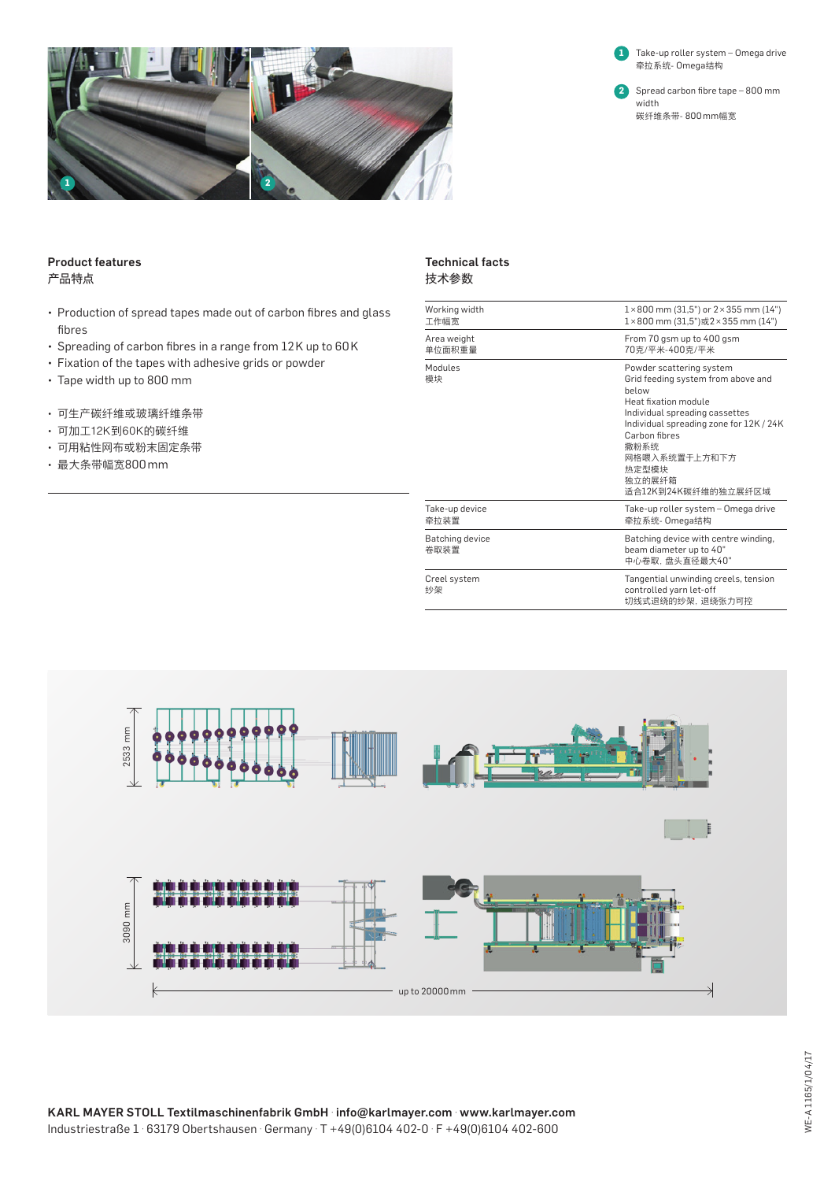1 Take-up roller system – Omega drive
牵拉系统- Omega结构

2 Spread carbon fibre tape – 800 mm width
碳纤维条带- 800mm幅宽

## Product features
## 产品特点

- Production of spread tapes made out of carbon fibres and glass fibres
- Spreading of carbon fibres in a range from 12K up to 60K
- Fixation of the tapes with adhesive grids or powder
- Tape width up to 800 mm

- 可生产碳纤维或玻璃纤维条带
- 可加工12K到60K的碳纤维
- 可用粘性网布或粉末固定条带
- 最大条带幅宽800mm

## Technical facts
## 技术参数

| | |
|---|---|
| Working width<br>工作幅宽 | 1×800 mm (31,5") or 2×355 mm (14")<br>1×800 mm (31,5")或2×355 mm (14") |
| Area weight<br>单位面积重量 | From 70 gsm up to 400 gsm<br>70克/平米-400克/平米 |
| Modules<br>模块 | Powder scattering system<br>Grid feeding system from above and below<br>Heat fixation module<br>Individual spreading cassettes<br>Individual spreading zone for 12K / 24K Carbon fibres<br>撒粉系统<br>网格喂入系统置于上方和下方<br>热定型模块<br>独立的展纤箱<br>适合12K到24K碳纤维的独立展纤区域 |
| Take-up device<br>牵拉装置 | Take-up roller system – Omega drive<br>牵拉系统- Omega结构 |
| Batching device<br>卷取装置 | Batching device with centre winding, beam diameter up to 40"<br>中心卷取，盘头直径最大40" |
| Creel system<br>纱架 | Tangential unwinding creels, tension controlled yarn let-off<br>切线式退绕的纱架，退绕张力可控 |

2533 mm

3090 mm

up to 20000 mm

**KARL MAYER STOLL Textilmaschinenfabrik GmbH** · **info@karlmayer.com** · **www.karlmayer.com**
Industriestraße 1 · 63179 Obertshausen · Germany · T +49(0)6104 402-0 · F +49(0)6104 402-600

WE-A 1165/1/04/17